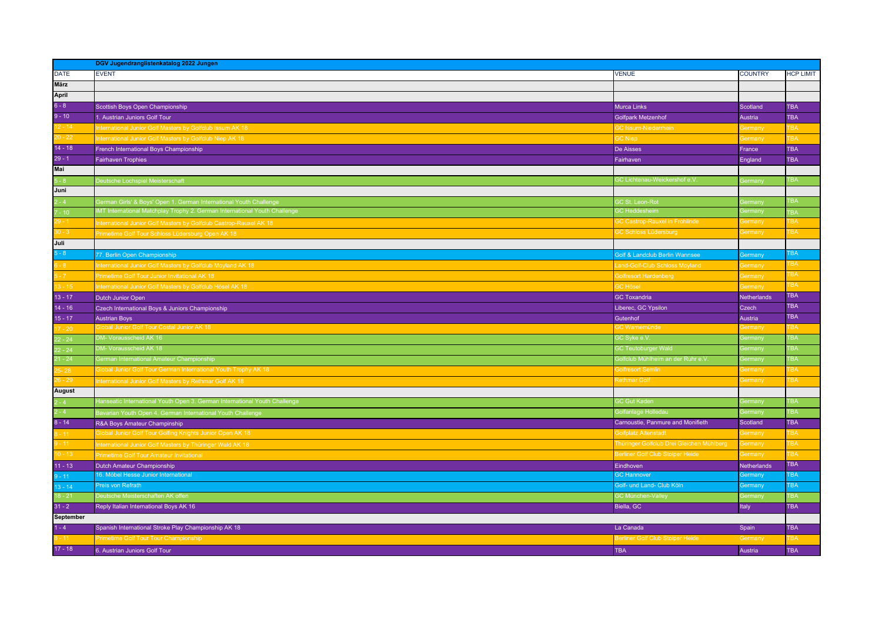| | DGV Jugendranglistenkatalog 2022 Jungen | | | |
|---|---|---|---|---|
| DATE | EVENT | VENUE | COUNTRY | HCP LIMIT |
| **März** | | | | |
| **April** | | | | |
| 6 - 8 | Scottish Boys Open Championship | Murca Links | Scotland | TBA |
| 9 - 10 | 1. Austrian Juniors Golf Tour | Golfpark Metzenhof | Austria | TBA |
| 12 - 14 | International Junior Golf Masters by Golfclub Issum AK 18 | GC Issum-Niederrhein | Germany | TBA |
| 20 - 22 | International Junior Golf Masters by Golfclub Niep AK 18 | GC Niep | Germany | TBA |
| 14 - 18 | French International Boys Championship | De Aisses | France | TBA |
| 29 - 1 | Fairhaven Trophies | Fairhaven | England | TBA |
| **Mai** | | | | |
| 5 - 8 | Deutsche Lochspiel Meisterschaft | GC Lichtenau-Weickershof e.V. | Germany | TBA |
| **Juni** | | | | |
| 2 - 4 | German Girls' & Boys' Open 1. German International Youth Challenge | GC St. Leon-Rot | Germany | TBA |
| 7 - 10 | IMT International Matchplay Trophy 2. German International Youth Challenge | GC Heddesheim | Germany | TBA |
| 29 - 1 | International Junior Golf Masters by Golfclub Castrop-Rauxel AK 18 | GC Castrop-Rauxel in Frohlinde | Germany | TBA |
| 30 - 3 | Primetime Golf Tour Schloss Lüdersburg Open AK 18 | GC Schloss Lüdersburg | Germany | TBA |
| **Juli** | | | | |
| 5 - 8 | 77. Berlin Open Championship | Golf & Landclub Berlin Wannsee | Germany | TBA |
| 6 - 8 | International Junior Golf Masters by Golfclub Moyland AK 18 | Land-Golf-Club Schloss Moyland | Germany | TBA |
| 5 - 7 | Primetime Golf Tour Junior Invitational AK 18 | Golfresort Hardenberg | Germany | TBA |
| 13 - 15 | International Junior Golf Masters by Golfclub Hösel AK 18 | GC Hösel | Germany | TBA |
| 13 - 17 | Dutch Junior Open | GC Toxandria | Netherlands | TBA |
| 14 - 16 | Czech International Boys & Juniors Championship | Liberec, GC Ypsilon | Czech | TBA |
| 15 - 17 | Austrian Boys | Gutenhof | Austria | TBA |
| 17 - 20 | Global Junior Golf Tour Costal Junior AK 18 | GC Warnemünde | Germany | TBA |
| 22 - 24 | DM- Vorausscheid AK 16 | GC Syke e.V. | Germany | TBA |
| 22 - 24 | DM- Vorausscheid AK 18 | GC Teutoburger Wald | Germany | TBA |
| 21 - 24 | German International Amateur Championship | Golfclub Mühlheim an der Ruhr e.V. | Germany | TBA |
| 25- 28 | Global Junior Golf Tour German International Youth Trophy AK 18 | Golfresort Semlin | Germany | TBA |
| 26 - 29 | International Junior Golf Masters by Rethmar Golf AK 18 | Rethmar Golf | Germany | TBA |
| **August** | | | | |
| 2 - 4 | Hanseatic International Youth Open 3. German International Youth Challenge | GC Gut Kaden | Germany | TBA |
| 2 - 4 | Bavarian Youth Open 4. German International Youth Challenge | Golfanlage Holledau | Germany | TBA |
| 8 - 14 | R&A Boys Amateur Champinship | Carnoustie, Panmure and Monifieth | Scotland | TBA |
| 8 - 11 | Global Junior Golf Tour Golfing Knights Junior Open AK 18 | Golfplatz Altenstadt | Germany | TBA |
| 9 - 11 | International Junior Golf Masters by Thüringer Wald AK 18 | Thüringer Golfclub Drei Gleichen Mühlberg | Germany | TBA |
| 10 - 13 | Primetime Golf Tour Amateur Invitational | Berliner Golf Club Stolper Heide | Germany | TBA |
| 11 - 13 | Dutch Amateur Championship | Eindhoven | Netherlands | TBA |
| 9 - 11 | 16. Möbel Hesse Junior International | GC Hannover | Germany | TBA |
| 13 - 14 | Preis von Refrath | Golf- und Land- Club Köln | Germany | TBA |
| 18 - 21 | Deutsche Meisterschaften AK offen | GC München-Valley | Germany | TBA |
| 31 - 2 | Reply Italian International Boys AK 16 | Biella, GC | Italy | TBA |
| **September** | | | | |
| 1 - 4 | Spanish International Stroke Play Championship AK 18 | La Canada | Spain | TBA |
| 8 - 11 | Primetime Golf Tour Tour Championship | Berliner Golf Club Stolper Heide | Germany | TBA |
| 17 - 18 | 6. Austrian Juniors Golf Tour | TBA | Austria | TBA |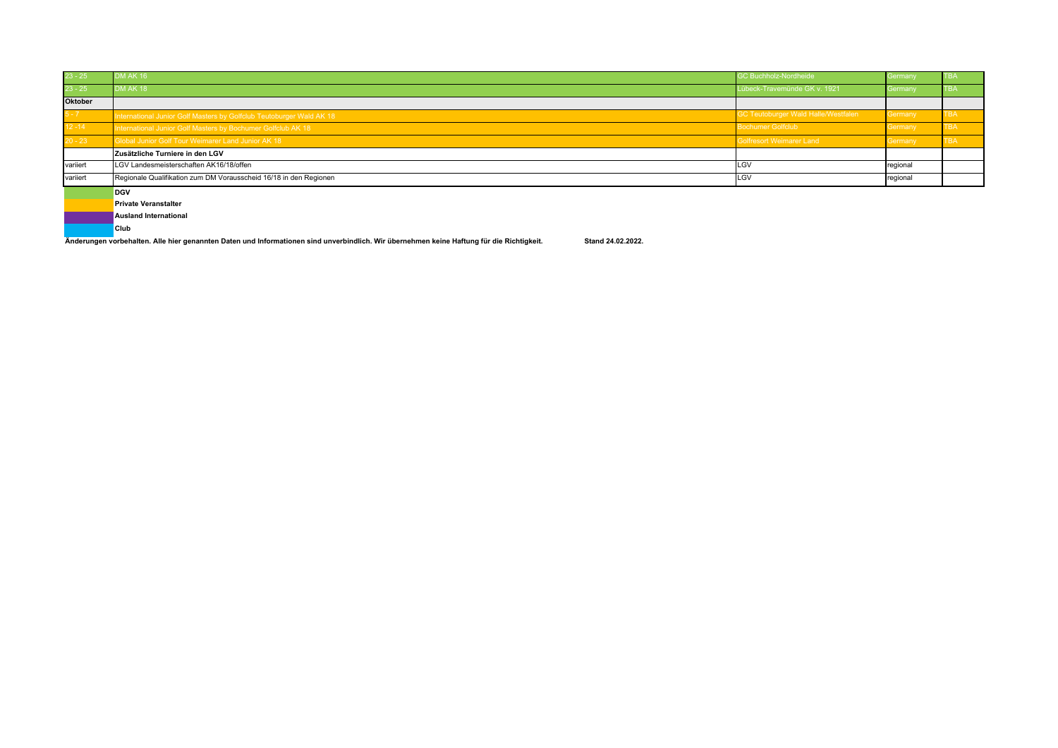| | | | | |
|---|---|---|---|---|
| 23 - 25 | DM AK 16 | GC Buchholz-Nordheide | Germany | TBA |
| 23 - 25 | DM AK 18 | Lübeck-Travemünde GK v. 1921 | Germany | TBA |
| **Oktober** | | | | |
| 5 - 7 | International Junior Golf Masters by Golfclub Teutoburger Wald AK 18 | GC Teutoburger Wald Halle/Westfalen | Germany | TBA |
| 12 -14 | International Junior Golf Masters by Bochumer Golfclub AK 18 | Bochumer Golfclub | Germany | TBA |
| 20 - 23 | Global Junior Golf Tour Weimarer Land Junior AK 18 | Golfresort Weimarer Land | Germany | TBA |
| | **Zusätzliche Turniere in den LGV** | | | |
| variiert | LGV Landesmeisterschaften AK16/18/offen | LGV | regional | |
| variiert | Regionale Qualifikation zum DM Vorausscheid 16/18 in den Regionen | LGV | regional | |

**DGV**

**Private Veranstalter**

**Ausland International**

**Club**

**Änderungen vorbehalten. Alle hier genannten Daten und Informationen sind unverbindlich. Wir übernehmen keine Haftung für die Richtigkeit.** **Stand 24.02.2022.**